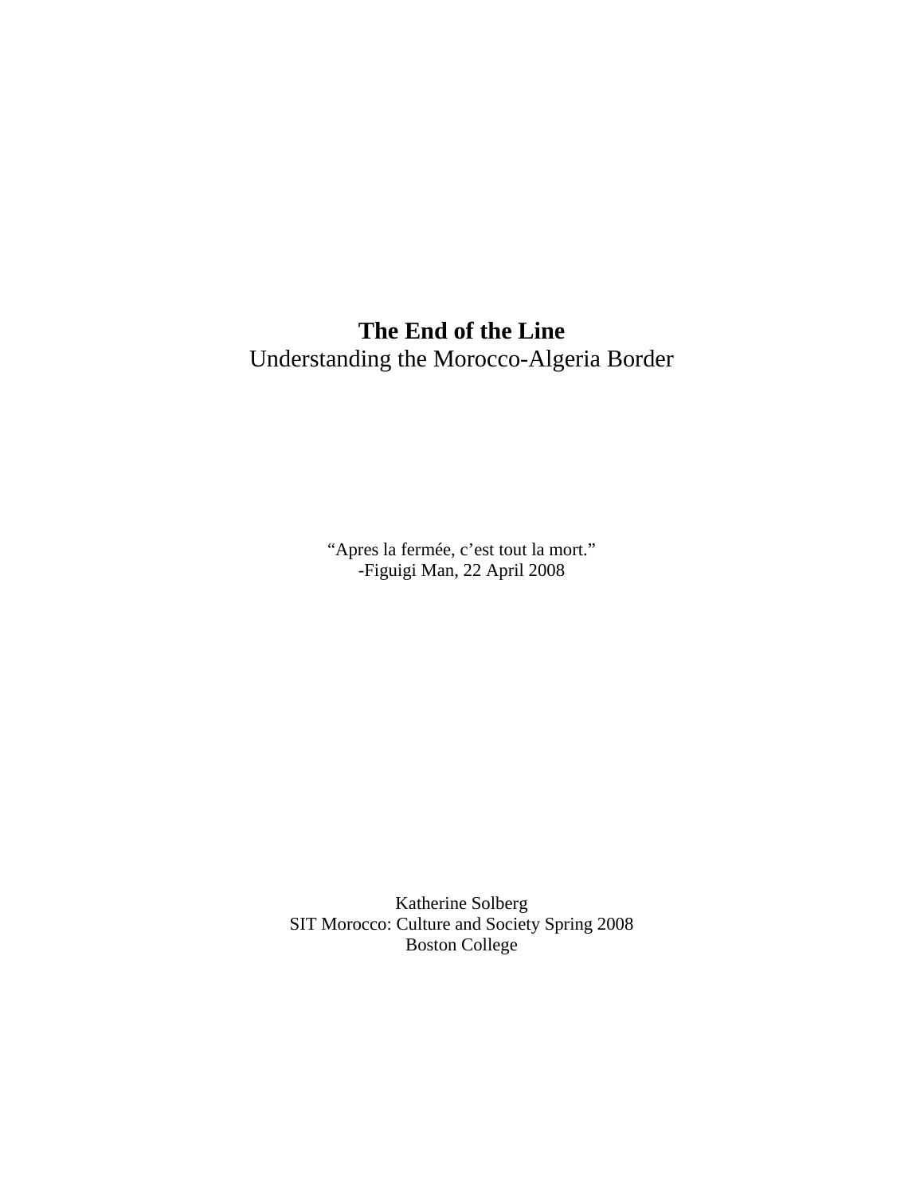# The End of the Line

Understanding the Morocco-Algeria Border

"Apres la fermée, c'est tout la mort."
-Figuigi Man, 22 April 2008

Katherine Solberg
SIT Morocco: Culture and Society Spring 2008
Boston College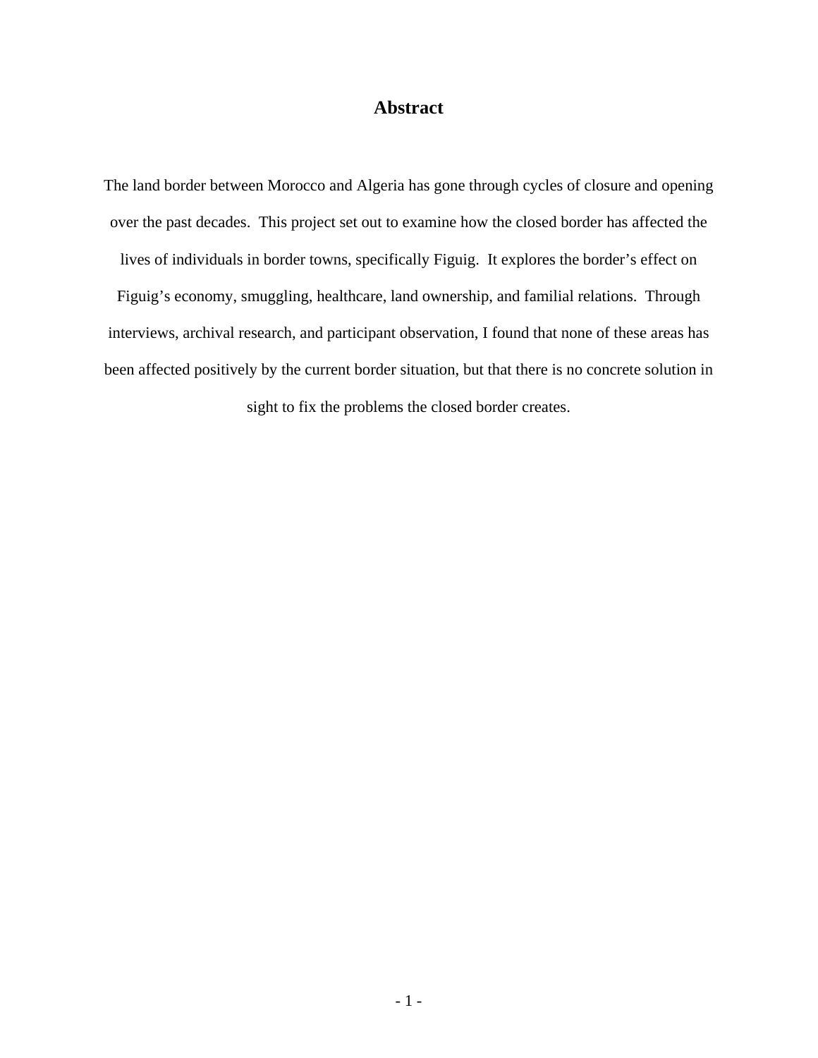# Abstract

The land border between Morocco and Algeria has gone through cycles of closure and opening over the past decades. This project set out to examine how the closed border has affected the lives of individuals in border towns, specifically Figuig. It explores the border's effect on Figuig's economy, smuggling, healthcare, land ownership, and familial relations. Through interviews, archival research, and participant observation, I found that none of these areas has been affected positively by the current border situation, but that there is no concrete solution in sight to fix the problems the closed border creates.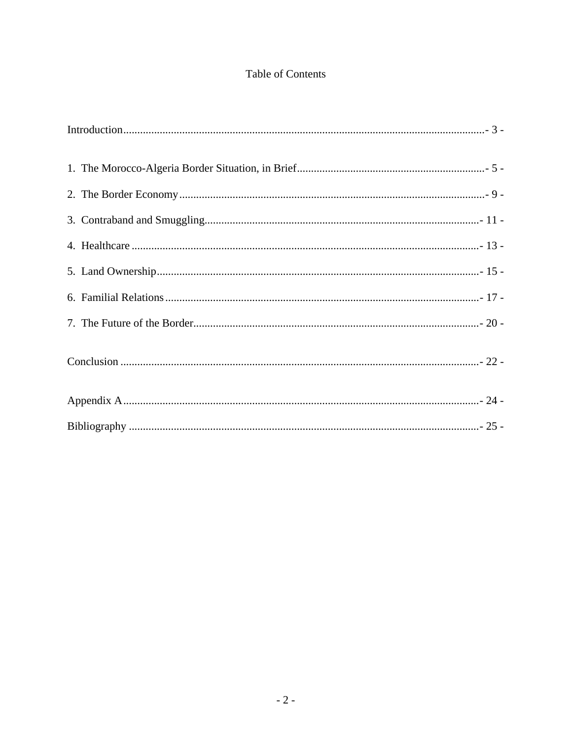# Table of Contents

Introduction................................................................................................................- 3 -

1. The Morocco-Algeria Border Situation, in Brief...................................................................- 5 -
2. The Border Economy............................................................................................................- 9 -
3. Contraband and Smuggling.................................................................................................- 11 -
4. Healthcare............................................................................................................................- 13 -
5. Land Ownership...................................................................................................................- 15 -
6. Familial Relations................................................................................................................- 17 -
7. The Future of the Border.....................................................................................................- 20 -

Conclusion................................................................................................................- 22 -

Appendix A................................................................................................................- 24 -

Bibliography................................................................................................................- 25 -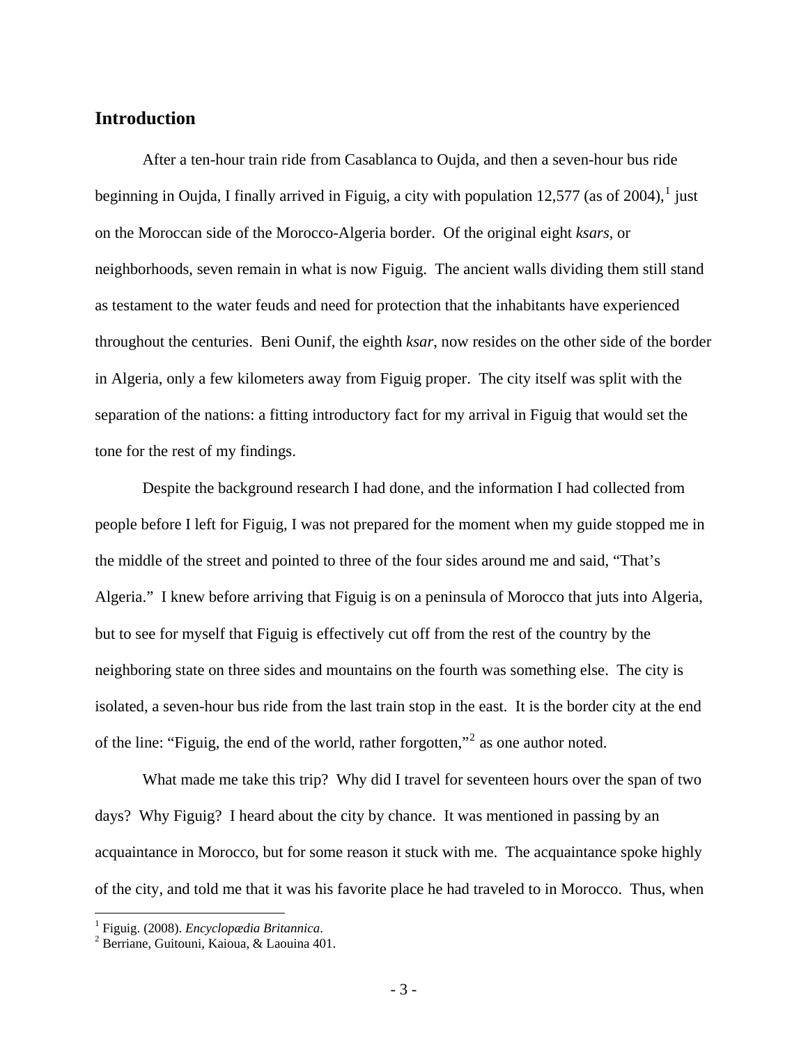## Introduction

After a ten-hour train ride from Casablanca to Oujda, and then a seven-hour bus ride beginning in Oujda, I finally arrived in Figuig, a city with population 12,577 (as of 2004),[1] just on the Moroccan side of the Morocco-Algeria border. Of the original eight *ksars*, or neighborhoods, seven remain in what is now Figuig. The ancient walls dividing them still stand as testament to the water feuds and need for protection that the inhabitants have experienced throughout the centuries. Beni Ounif, the eighth *ksar*, now resides on the other side of the border in Algeria, only a few kilometers away from Figuig proper. The city itself was split with the separation of the nations: a fitting introductory fact for my arrival in Figuig that would set the tone for the rest of my findings.

Despite the background research I had done, and the information I had collected from people before I left for Figuig, I was not prepared for the moment when my guide stopped me in the middle of the street and pointed to three of the four sides around me and said, "That's Algeria." I knew before arriving that Figuig is on a peninsula of Morocco that juts into Algeria, but to see for myself that Figuig is effectively cut off from the rest of the country by the neighboring state on three sides and mountains on the fourth was something else. The city is isolated, a seven-hour bus ride from the last train stop in the east. It is the border city at the end of the line: "Figuig, the end of the world, rather forgotten,"[2] as one author noted.

What made me take this trip? Why did I travel for seventeen hours over the span of two days? Why Figuig? I heard about the city by chance. It was mentioned in passing by an acquaintance in Morocco, but for some reason it stuck with me. The acquaintance spoke highly of the city, and told me that it was his favorite place he had traveled to in Morocco. Thus, when

[1] Figuig. (2008). *Encyclopædia Britannica*.

[2] Berriane, Guitouni, Kaioua, & Laouina 401.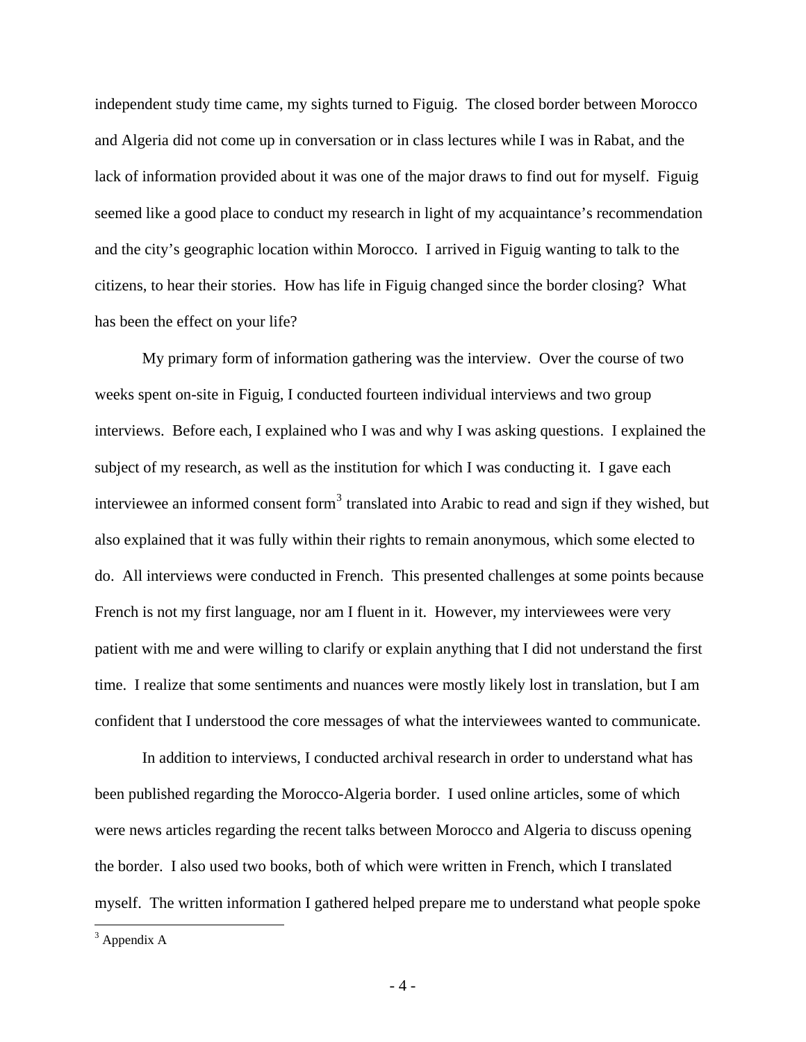independent study time came, my sights turned to Figuig. The closed border between Morocco and Algeria did not come up in conversation or in class lectures while I was in Rabat, and the lack of information provided about it was one of the major draws to find out for myself. Figuig seemed like a good place to conduct my research in light of my acquaintance's recommendation and the city's geographic location within Morocco. I arrived in Figuig wanting to talk to the citizens, to hear their stories. How has life in Figuig changed since the border closing? What has been the effect on your life?

My primary form of information gathering was the interview. Over the course of two weeks spent on-site in Figuig, I conducted fourteen individual interviews and two group interviews. Before each, I explained who I was and why I was asking questions. I explained the subject of my research, as well as the institution for which I was conducting it. I gave each interviewee an informed consent form[3] translated into Arabic to read and sign if they wished, but also explained that it was fully within their rights to remain anonymous, which some elected to do. All interviews were conducted in French. This presented challenges at some points because French is not my first language, nor am I fluent in it. However, my interviewees were very patient with me and were willing to clarify or explain anything that I did not understand the first time. I realize that some sentiments and nuances were mostly likely lost in translation, but I am confident that I understood the core messages of what the interviewees wanted to communicate.

In addition to interviews, I conducted archival research in order to understand what has been published regarding the Morocco-Algeria border. I used online articles, some of which were news articles regarding the recent talks between Morocco and Algeria to discuss opening the border. I also used two books, both of which were written in French, which I translated myself. The written information I gathered helped prepare me to understand what people spoke

[3] Appendix A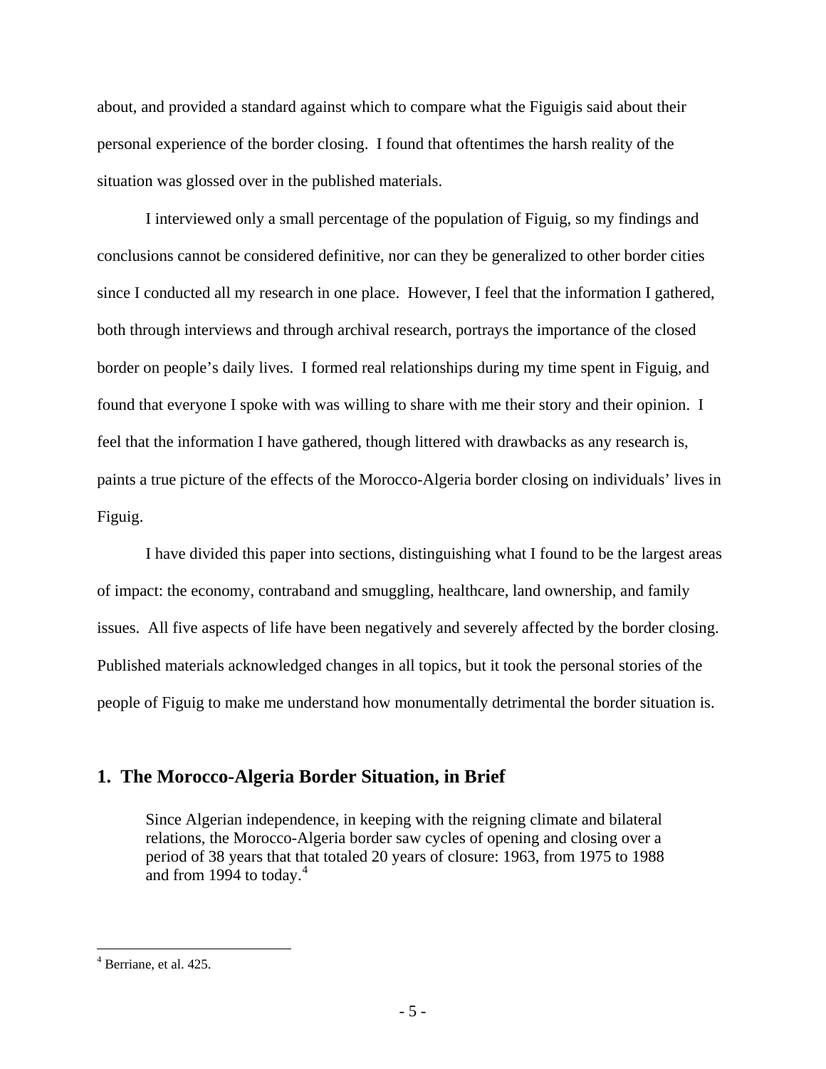about, and provided a standard against which to compare what the Figuigis said about their personal experience of the border closing. I found that oftentimes the harsh reality of the situation was glossed over in the published materials.

I interviewed only a small percentage of the population of Figuig, so my findings and conclusions cannot be considered definitive, nor can they be generalized to other border cities since I conducted all my research in one place. However, I feel that the information I gathered, both through interviews and through archival research, portrays the importance of the closed border on people's daily lives. I formed real relationships during my time spent in Figuig, and found that everyone I spoke with was willing to share with me their story and their opinion. I feel that the information I have gathered, though littered with drawbacks as any research is, paints a true picture of the effects of the Morocco-Algeria border closing on individuals' lives in Figuig.

I have divided this paper into sections, distinguishing what I found to be the largest areas of impact: the economy, contraband and smuggling, healthcare, land ownership, and family issues. All five aspects of life have been negatively and severely affected by the border closing. Published materials acknowledged changes in all topics, but it took the personal stories of the people of Figuig to make me understand how monumentally detrimental the border situation is.

## 1. The Morocco-Algeria Border Situation, in Brief

> Since Algerian independence, in keeping with the reigning climate and bilateral relations, the Morocco-Algeria border saw cycles of opening and closing over a period of 38 years that that totaled 20 years of closure: 1963, from 1975 to 1988 and from 1994 to today.[4]

[4] Berriane, et al. 425.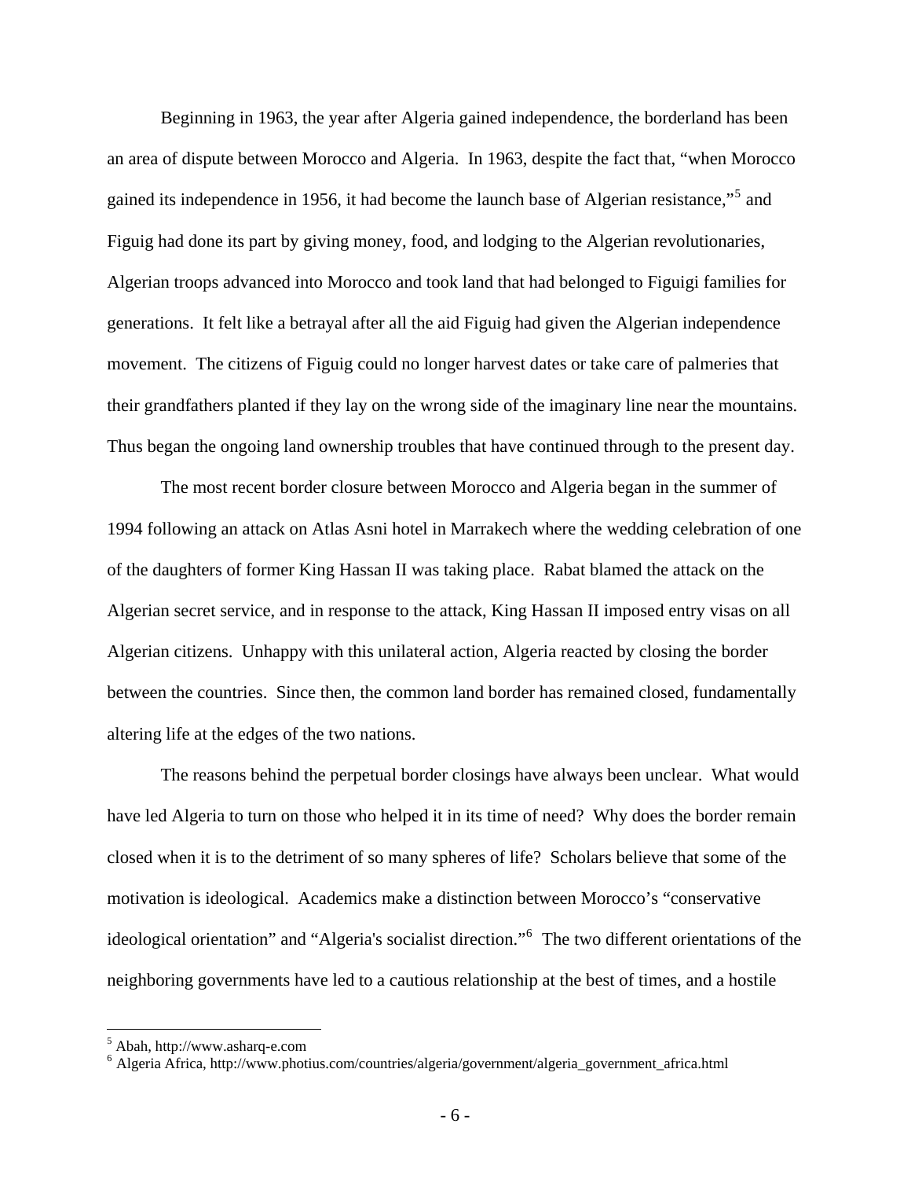Beginning in 1963, the year after Algeria gained independence, the borderland has been an area of dispute between Morocco and Algeria. In 1963, despite the fact that, "when Morocco gained its independence in 1956, it had become the launch base of Algerian resistance,"[5] and Figuig had done its part by giving money, food, and lodging to the Algerian revolutionaries, Algerian troops advanced into Morocco and took land that had belonged to Figuigi families for generations. It felt like a betrayal after all the aid Figuig had given the Algerian independence movement. The citizens of Figuig could no longer harvest dates or take care of palmeries that their grandfathers planted if they lay on the wrong side of the imaginary line near the mountains. Thus began the ongoing land ownership troubles that have continued through to the present day.

The most recent border closure between Morocco and Algeria began in the summer of 1994 following an attack on Atlas Asni hotel in Marrakech where the wedding celebration of one of the daughters of former King Hassan II was taking place. Rabat blamed the attack on the Algerian secret service, and in response to the attack, King Hassan II imposed entry visas on all Algerian citizens. Unhappy with this unilateral action, Algeria reacted by closing the border between the countries. Since then, the common land border has remained closed, fundamentally altering life at the edges of the two nations.

The reasons behind the perpetual border closings have always been unclear. What would have led Algeria to turn on those who helped it in its time of need? Why does the border remain closed when it is to the detriment of so many spheres of life? Scholars believe that some of the motivation is ideological. Academics make a distinction between Morocco's "conservative ideological orientation" and "Algeria's socialist direction."[6] The two different orientations of the neighboring governments have led to a cautious relationship at the best of times, and a hostile

[5] Abah, http://www.asharq-e.com

[6] Algeria Africa, http://www.photius.com/countries/algeria/government/algeria_government_africa.html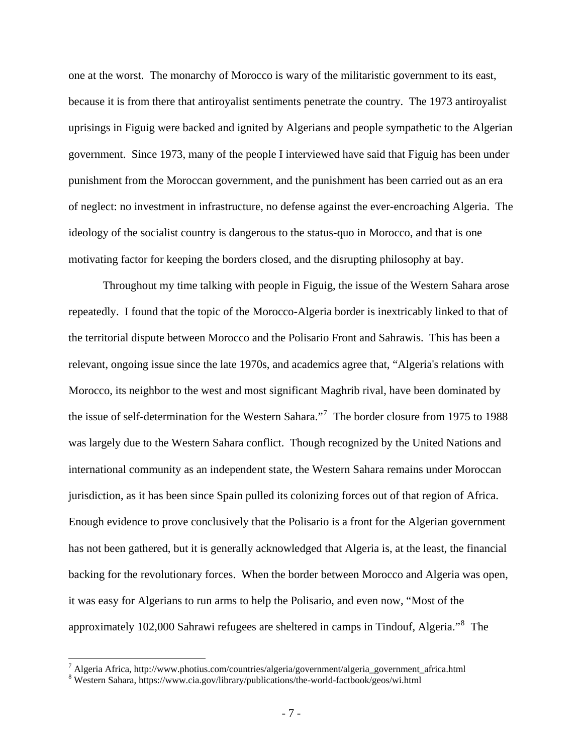one at the worst. The monarchy of Morocco is wary of the militaristic government to its east, because it is from there that antiroyalist sentiments penetrate the country. The 1973 antiroyalist uprisings in Figuig were backed and ignited by Algerians and people sympathetic to the Algerian government. Since 1973, many of the people I interviewed have said that Figuig has been under punishment from the Moroccan government, and the punishment has been carried out as an era of neglect: no investment in infrastructure, no defense against the ever-encroaching Algeria. The ideology of the socialist country is dangerous to the status-quo in Morocco, and that is one motivating factor for keeping the borders closed, and the disrupting philosophy at bay.

Throughout my time talking with people in Figuig, the issue of the Western Sahara arose repeatedly. I found that the topic of the Morocco-Algeria border is inextricably linked to that of the territorial dispute between Morocco and the Polisario Front and Sahrawis. This has been a relevant, ongoing issue since the late 1970s, and academics agree that, "Algeria's relations with Morocco, its neighbor to the west and most significant Maghrib rival, have been dominated by the issue of self-determination for the Western Sahara."[7] The border closure from 1975 to 1988 was largely due to the Western Sahara conflict. Though recognized by the United Nations and international community as an independent state, the Western Sahara remains under Moroccan jurisdiction, as it has been since Spain pulled its colonizing forces out of that region of Africa. Enough evidence to prove conclusively that the Polisario is a front for the Algerian government has not been gathered, but it is generally acknowledged that Algeria is, at the least, the financial backing for the revolutionary forces. When the border between Morocco and Algeria was open, it was easy for Algerians to run arms to help the Polisario, and even now, "Most of the approximately 102,000 Sahrawi refugees are sheltered in camps in Tindouf, Algeria."[8] The

---

[7] Algeria Africa, http://www.photius.com/countries/algeria/government/algeria_government_africa.html

[8] Western Sahara, https://www.cia.gov/library/publications/the-world-factbook/geos/wi.html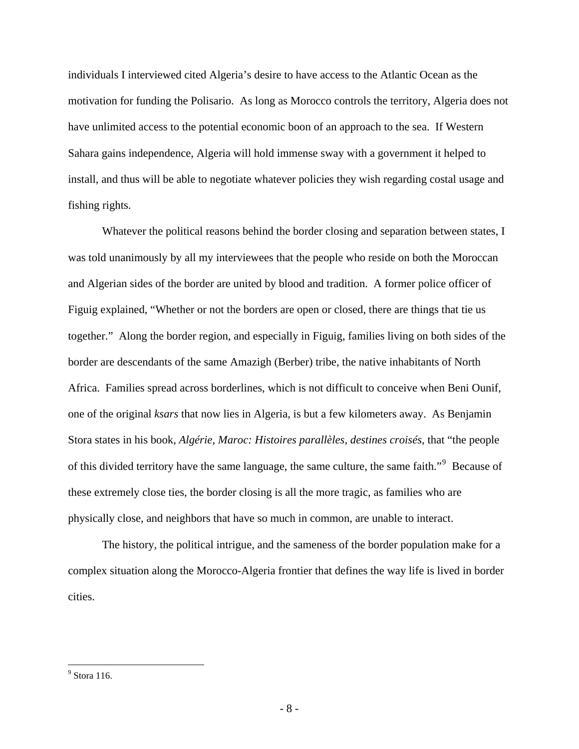individuals I interviewed cited Algeria's desire to have access to the Atlantic Ocean as the motivation for funding the Polisario. As long as Morocco controls the territory, Algeria does not have unlimited access to the potential economic boon of an approach to the sea. If Western Sahara gains independence, Algeria will hold immense sway with a government it helped to install, and thus will be able to negotiate whatever policies they wish regarding costal usage and fishing rights.

Whatever the political reasons behind the border closing and separation between states, I was told unanimously by all my interviewees that the people who reside on both the Moroccan and Algerian sides of the border are united by blood and tradition. A former police officer of Figuig explained, "Whether or not the borders are open or closed, there are things that tie us together." Along the border region, and especially in Figuig, families living on both sides of the border are descendants of the same Amazigh (Berber) tribe, the native inhabitants of North Africa. Families spread across borderlines, which is not difficult to conceive when Beni Ounif, one of the original *ksars* that now lies in Algeria, is but a few kilometers away. As Benjamin Stora states in his book, *Algérie, Maroc: Histoires parallèles, destines croisés*, that "the people of this divided territory have the same language, the same culture, the same faith."[9] Because of these extremely close ties, the border closing is all the more tragic, as families who are physically close, and neighbors that have so much in common, are unable to interact.

The history, the political intrigue, and the sameness of the border population make for a complex situation along the Morocco-Algeria frontier that defines the way life is lived in border cities.

---

[9] Stora 116.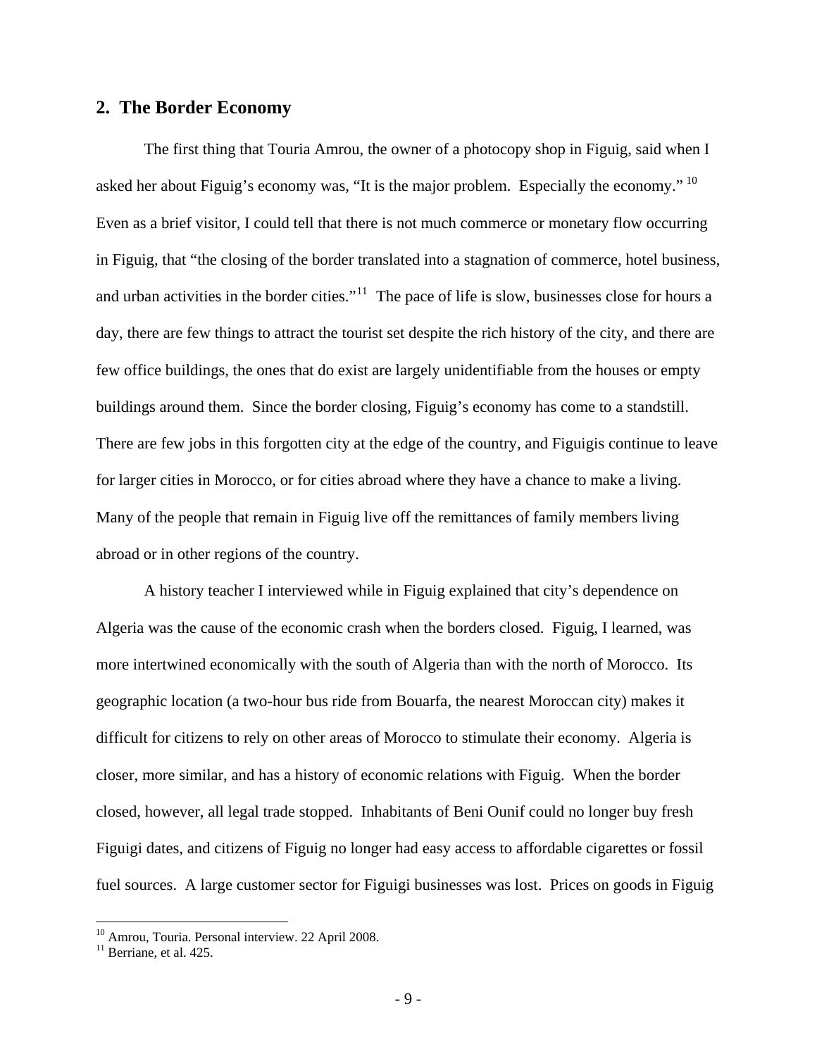## 2. The Border Economy

The first thing that Touria Amrou, the owner of a photocopy shop in Figuig, said when I asked her about Figuig's economy was, "It is the major problem. Especially the economy." [10] Even as a brief visitor, I could tell that there is not much commerce or monetary flow occurring in Figuig, that "the closing of the border translated into a stagnation of commerce, hotel business, and urban activities in the border cities."[11] The pace of life is slow, businesses close for hours a day, there are few things to attract the tourist set despite the rich history of the city, and there are few office buildings, the ones that do exist are largely unidentifiable from the houses or empty buildings around them. Since the border closing, Figuig's economy has come to a standstill. There are few jobs in this forgotten city at the edge of the country, and Figuigis continue to leave for larger cities in Morocco, or for cities abroad where they have a chance to make a living. Many of the people that remain in Figuig live off the remittances of family members living abroad or in other regions of the country.

A history teacher I interviewed while in Figuig explained that city's dependence on Algeria was the cause of the economic crash when the borders closed. Figuig, I learned, was more intertwined economically with the south of Algeria than with the north of Morocco. Its geographic location (a two-hour bus ride from Bouarfa, the nearest Moroccan city) makes it difficult for citizens to rely on other areas of Morocco to stimulate their economy. Algeria is closer, more similar, and has a history of economic relations with Figuig. When the border closed, however, all legal trade stopped. Inhabitants of Beni Ounif could no longer buy fresh Figuigi dates, and citizens of Figuig no longer had easy access to affordable cigarettes or fossil fuel sources. A large customer sector for Figuigi businesses was lost. Prices on goods in Figuig

---

[10] Amrou, Touria. Personal interview. 22 April 2008.

[11] Berriane, et al. 425.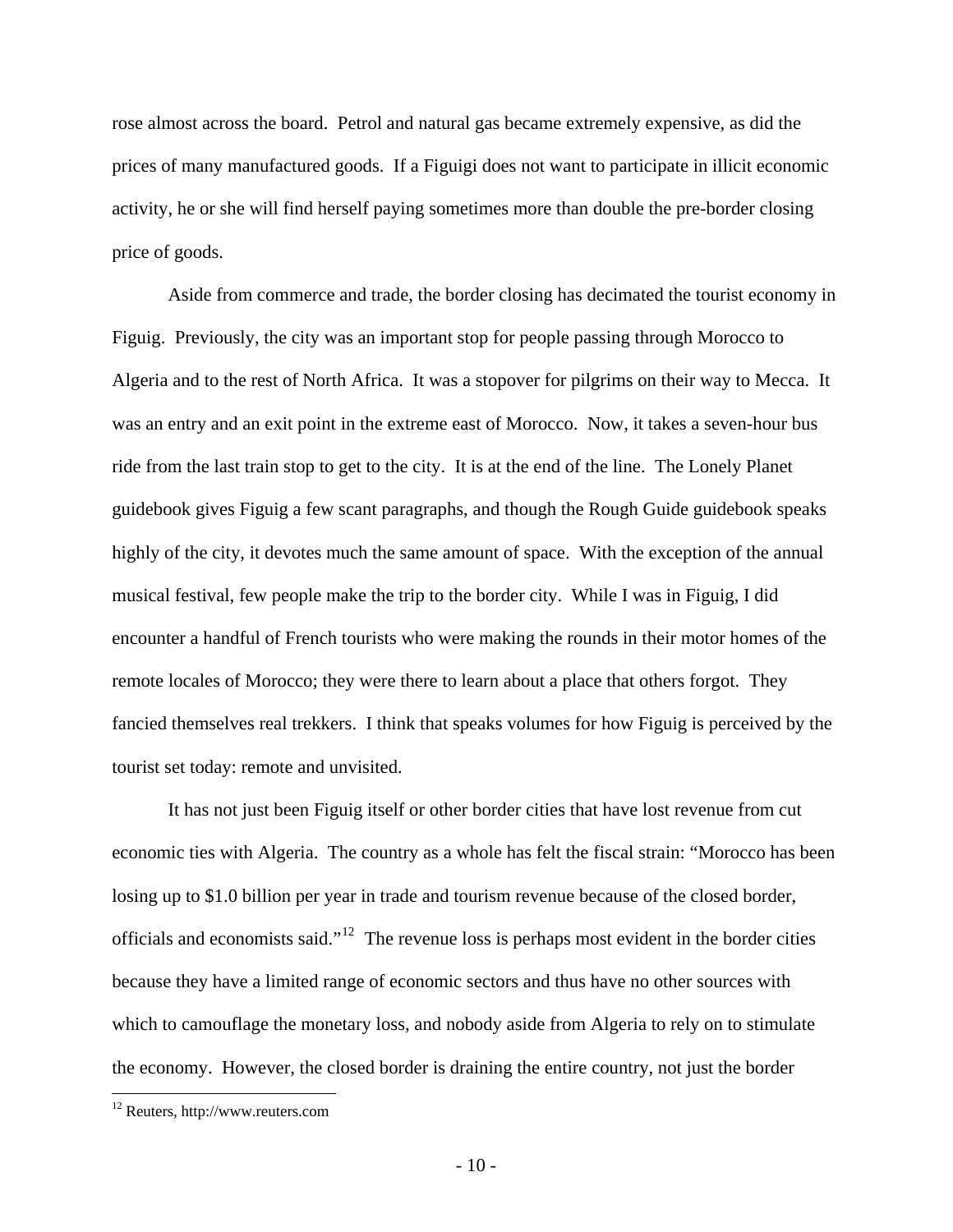rose almost across the board. Petrol and natural gas became extremely expensive, as did the prices of many manufactured goods. If a Figuigi does not want to participate in illicit economic activity, he or she will find herself paying sometimes more than double the pre-border closing price of goods.

Aside from commerce and trade, the border closing has decimated the tourist economy in Figuig. Previously, the city was an important stop for people passing through Morocco to Algeria and to the rest of North Africa. It was a stopover for pilgrims on their way to Mecca. It was an entry and an exit point in the extreme east of Morocco. Now, it takes a seven-hour bus ride from the last train stop to get to the city. It is at the end of the line. The Lonely Planet guidebook gives Figuig a few scant paragraphs, and though the Rough Guide guidebook speaks highly of the city, it devotes much the same amount of space. With the exception of the annual musical festival, few people make the trip to the border city. While I was in Figuig, I did encounter a handful of French tourists who were making the rounds in their motor homes of the remote locales of Morocco; they were there to learn about a place that others forgot. They fancied themselves real trekkers. I think that speaks volumes for how Figuig is perceived by the tourist set today: remote and unvisited.

It has not just been Figuig itself or other border cities that have lost revenue from cut economic ties with Algeria. The country as a whole has felt the fiscal strain: "Morocco has been losing up to $1.0 billion per year in trade and tourism revenue because of the closed border, officials and economists said."[12] The revenue loss is perhaps most evident in the border cities because they have a limited range of economic sectors and thus have no other sources with which to camouflage the monetary loss, and nobody aside from Algeria to rely on to stimulate the economy. However, the closed border is draining the entire country, not just the border

[12] Reuters, http://www.reuters.com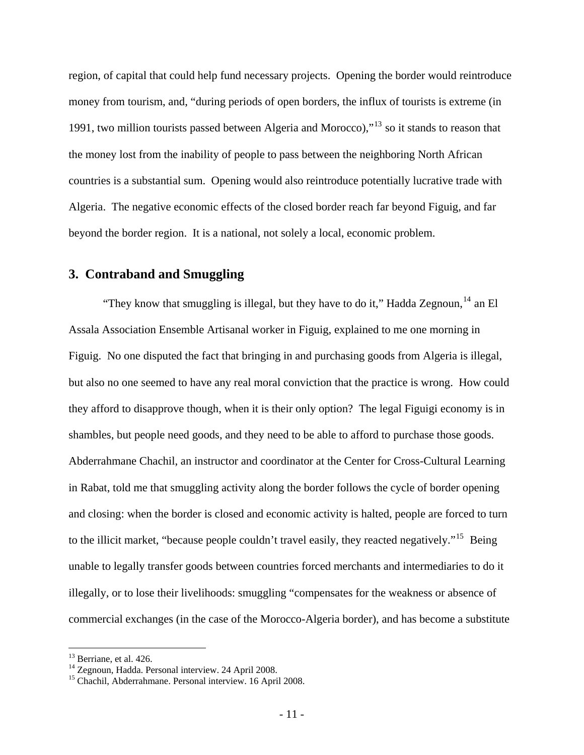region, of capital that could help fund necessary projects. Opening the border would reintroduce money from tourism, and, "during periods of open borders, the influx of tourists is extreme (in 1991, two million tourists passed between Algeria and Morocco),"[13] so it stands to reason that the money lost from the inability of people to pass between the neighboring North African countries is a substantial sum. Opening would also reintroduce potentially lucrative trade with Algeria. The negative economic effects of the closed border reach far beyond Figuig, and far beyond the border region. It is a national, not solely a local, economic problem.

## 3. Contraband and Smuggling

"They know that smuggling is illegal, but they have to do it," Hadda Zegnoun,[14] an El Assala Association Ensemble Artisanal worker in Figuig, explained to me one morning in Figuig. No one disputed the fact that bringing in and purchasing goods from Algeria is illegal, but also no one seemed to have any real moral conviction that the practice is wrong. How could they afford to disapprove though, when it is their only option? The legal Figuigi economy is in shambles, but people need goods, and they need to be able to afford to purchase those goods. Abderrahmane Chachil, an instructor and coordinator at the Center for Cross-Cultural Learning in Rabat, told me that smuggling activity along the border follows the cycle of border opening and closing: when the border is closed and economic activity is halted, people are forced to turn to the illicit market, "because people couldn't travel easily, they reacted negatively."[15] Being unable to legally transfer goods between countries forced merchants and intermediaries to do it illegally, or to lose their livelihoods: smuggling "compensates for the weakness or absence of commercial exchanges (in the case of the Morocco-Algeria border), and has become a substitute

[13] Berriane, et al. 426.

[14] Zegnoun, Hadda. Personal interview. 24 April 2008.

[15] Chachil, Abderrahmane. Personal interview. 16 April 2008.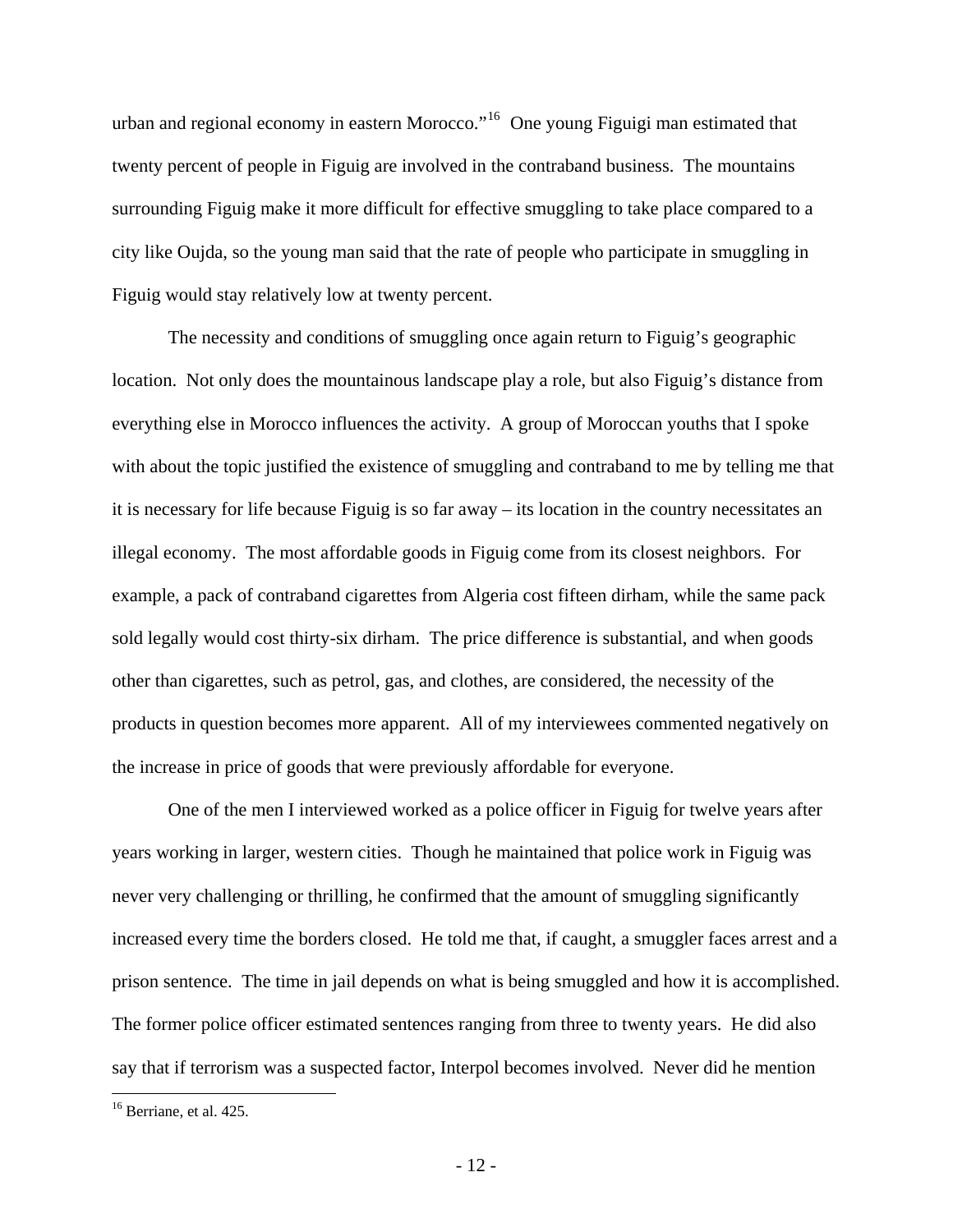urban and regional economy in eastern Morocco."[16] One young Figuigi man estimated that twenty percent of people in Figuig are involved in the contraband business. The mountains surrounding Figuig make it more difficult for effective smuggling to take place compared to a city like Oujda, so the young man said that the rate of people who participate in smuggling in Figuig would stay relatively low at twenty percent.

The necessity and conditions of smuggling once again return to Figuig's geographic location. Not only does the mountainous landscape play a role, but also Figuig's distance from everything else in Morocco influences the activity. A group of Moroccan youths that I spoke with about the topic justified the existence of smuggling and contraband to me by telling me that it is necessary for life because Figuig is so far away – its location in the country necessitates an illegal economy. The most affordable goods in Figuig come from its closest neighbors. For example, a pack of contraband cigarettes from Algeria cost fifteen dirham, while the same pack sold legally would cost thirty-six dirham. The price difference is substantial, and when goods other than cigarettes, such as petrol, gas, and clothes, are considered, the necessity of the products in question becomes more apparent. All of my interviewees commented negatively on the increase in price of goods that were previously affordable for everyone.

One of the men I interviewed worked as a police officer in Figuig for twelve years after years working in larger, western cities. Though he maintained that police work in Figuig was never very challenging or thrilling, he confirmed that the amount of smuggling significantly increased every time the borders closed. He told me that, if caught, a smuggler faces arrest and a prison sentence. The time in jail depends on what is being smuggled and how it is accomplished. The former police officer estimated sentences ranging from three to twenty years. He did also say that if terrorism was a suspected factor, Interpol becomes involved. Never did he mention

[16] Berriane, et al. 425.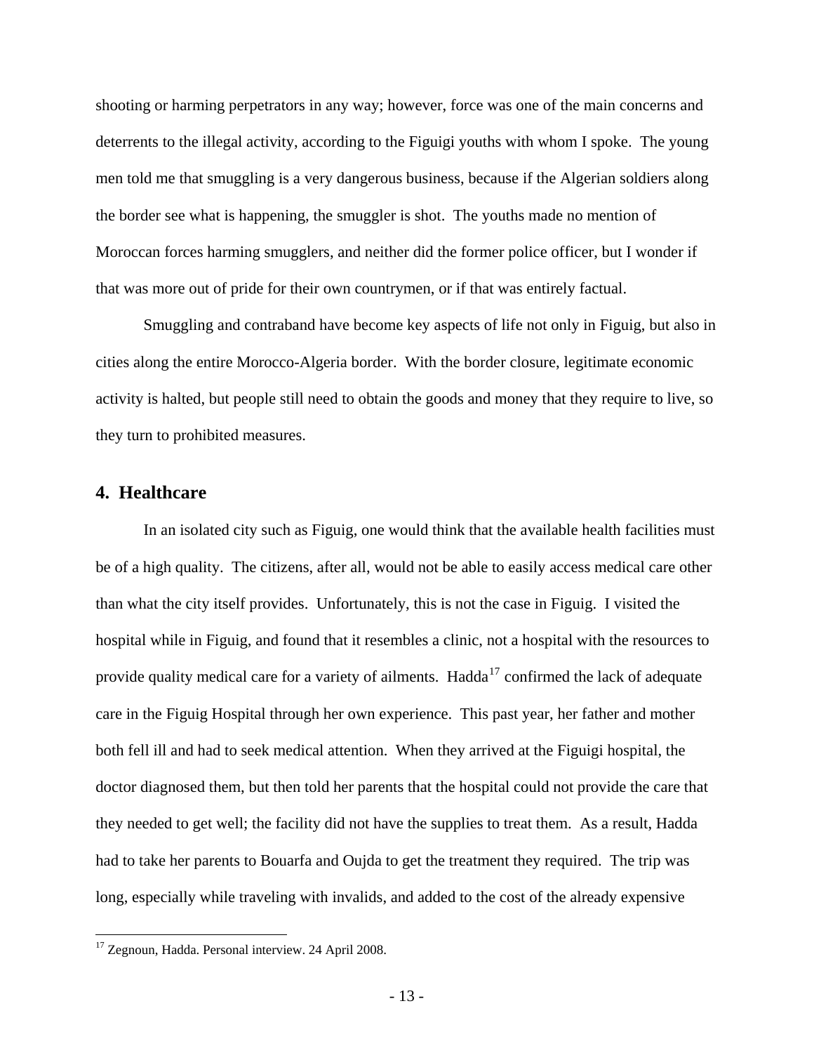shooting or harming perpetrators in any way; however, force was one of the main concerns and deterrents to the illegal activity, according to the Figuigi youths with whom I spoke. The young men told me that smuggling is a very dangerous business, because if the Algerian soldiers along the border see what is happening, the smuggler is shot. The youths made no mention of Moroccan forces harming smugglers, and neither did the former police officer, but I wonder if that was more out of pride for their own countrymen, or if that was entirely factual.

Smuggling and contraband have become key aspects of life not only in Figuig, but also in cities along the entire Morocco-Algeria border. With the border closure, legitimate economic activity is halted, but people still need to obtain the goods and money that they require to live, so they turn to prohibited measures.

## 4. Healthcare

In an isolated city such as Figuig, one would think that the available health facilities must be of a high quality. The citizens, after all, would not be able to easily access medical care other than what the city itself provides. Unfortunately, this is not the case in Figuig. I visited the hospital while in Figuig, and found that it resembles a clinic, not a hospital with the resources to provide quality medical care for a variety of ailments. Hadda[17] confirmed the lack of adequate care in the Figuig Hospital through her own experience. This past year, her father and mother both fell ill and had to seek medical attention. When they arrived at the Figuigi hospital, the doctor diagnosed them, but then told her parents that the hospital could not provide the care that they needed to get well; the facility did not have the supplies to treat them. As a result, Hadda had to take her parents to Bouarfa and Oujda to get the treatment they required. The trip was long, especially while traveling with invalids, and added to the cost of the already expensive

[17] Zegnoun, Hadda. Personal interview. 24 April 2008.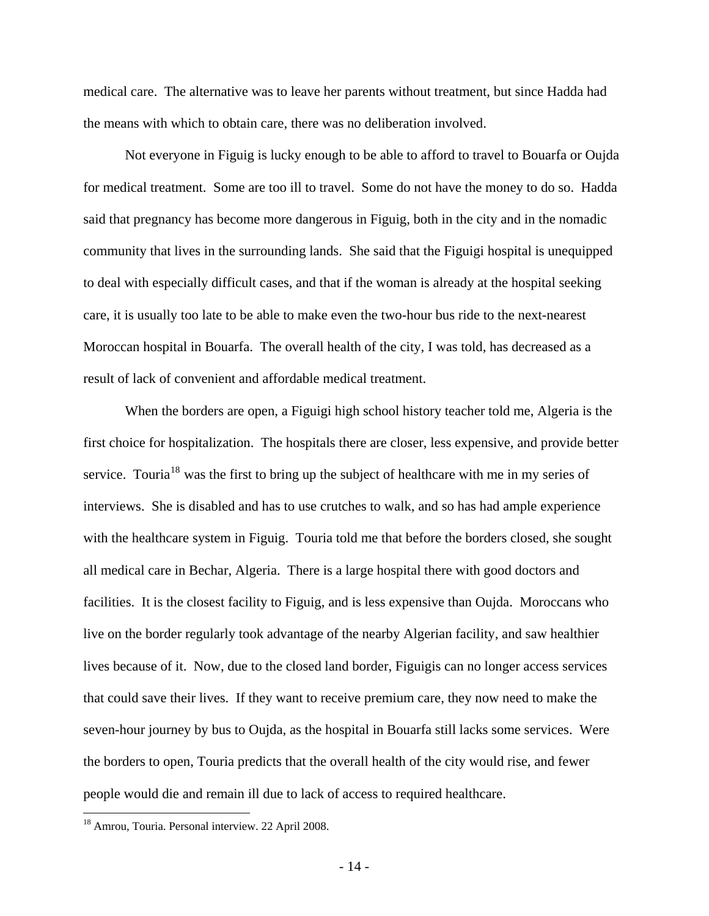medical care. The alternative was to leave her parents without treatment, but since Hadda had the means with which to obtain care, there was no deliberation involved.

Not everyone in Figuig is lucky enough to be able to afford to travel to Bouarfa or Oujda for medical treatment. Some are too ill to travel. Some do not have the money to do so. Hadda said that pregnancy has become more dangerous in Figuig, both in the city and in the nomadic community that lives in the surrounding lands. She said that the Figuigi hospital is unequipped to deal with especially difficult cases, and that if the woman is already at the hospital seeking care, it is usually too late to be able to make even the two-hour bus ride to the next-nearest Moroccan hospital in Bouarfa. The overall health of the city, I was told, has decreased as a result of lack of convenient and affordable medical treatment.

When the borders are open, a Figuigi high school history teacher told me, Algeria is the first choice for hospitalization. The hospitals there are closer, less expensive, and provide better service. Touria[18] was the first to bring up the subject of healthcare with me in my series of interviews. She is disabled and has to use crutches to walk, and so has had ample experience with the healthcare system in Figuig. Touria told me that before the borders closed, she sought all medical care in Bechar, Algeria. There is a large hospital there with good doctors and facilities. It is the closest facility to Figuig, and is less expensive than Oujda. Moroccans who live on the border regularly took advantage of the nearby Algerian facility, and saw healthier lives because of it. Now, due to the closed land border, Figuigis can no longer access services that could save their lives. If they want to receive premium care, they now need to make the seven-hour journey by bus to Oujda, as the hospital in Bouarfa still lacks some services. Were the borders to open, Touria predicts that the overall health of the city would rise, and fewer people would die and remain ill due to lack of access to required healthcare.

---

[18] Amrou, Touria. Personal interview. 22 April 2008.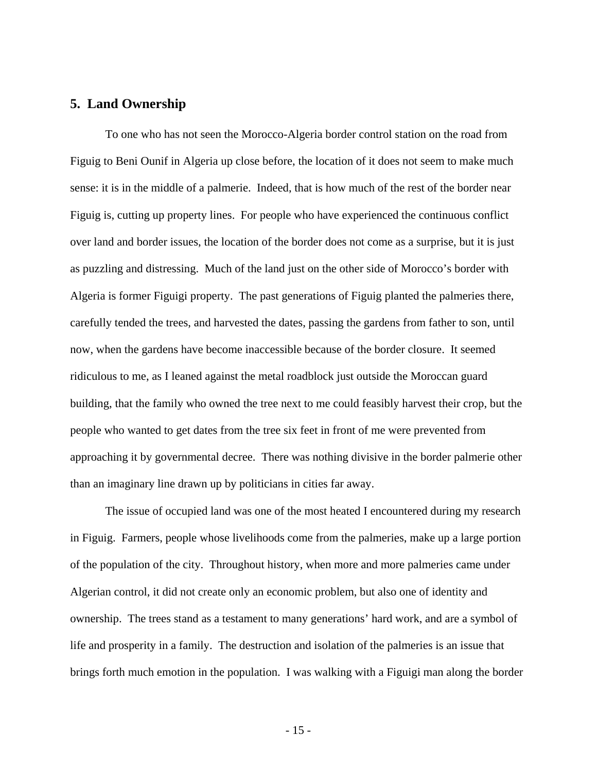## 5. Land Ownership

To one who has not seen the Morocco-Algeria border control station on the road from Figuig to Beni Ounif in Algeria up close before, the location of it does not seem to make much sense: it is in the middle of a palmerie. Indeed, that is how much of the rest of the border near Figuig is, cutting up property lines. For people who have experienced the continuous conflict over land and border issues, the location of the border does not come as a surprise, but it is just as puzzling and distressing. Much of the land just on the other side of Morocco's border with Algeria is former Figuigi property. The past generations of Figuig planted the palmeries there, carefully tended the trees, and harvested the dates, passing the gardens from father to son, until now, when the gardens have become inaccessible because of the border closure. It seemed ridiculous to me, as I leaned against the metal roadblock just outside the Moroccan guard building, that the family who owned the tree next to me could feasibly harvest their crop, but the people who wanted to get dates from the tree six feet in front of me were prevented from approaching it by governmental decree. There was nothing divisive in the border palmerie other than an imaginary line drawn up by politicians in cities far away.

The issue of occupied land was one of the most heated I encountered during my research in Figuig. Farmers, people whose livelihoods come from the palmeries, make up a large portion of the population of the city. Throughout history, when more and more palmeries came under Algerian control, it did not create only an economic problem, but also one of identity and ownership. The trees stand as a testament to many generations' hard work, and are a symbol of life and prosperity in a family. The destruction and isolation of the palmeries is an issue that brings forth much emotion in the population. I was walking with a Figuigi man along the border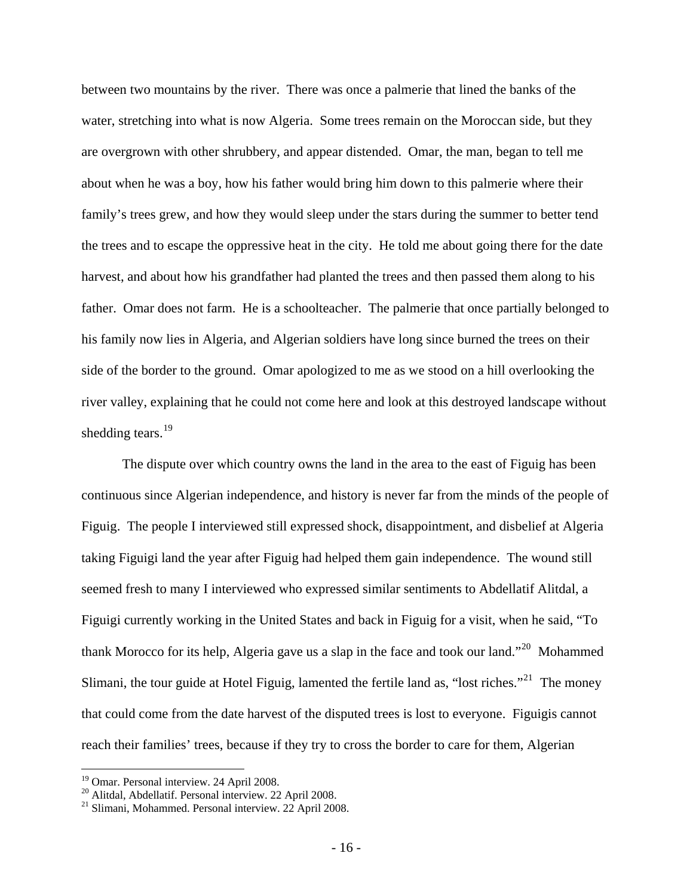between two mountains by the river. There was once a palmerie that lined the banks of the water, stretching into what is now Algeria. Some trees remain on the Moroccan side, but they are overgrown with other shrubbery, and appear distended. Omar, the man, began to tell me about when he was a boy, how his father would bring him down to this palmerie where their family's trees grew, and how they would sleep under the stars during the summer to better tend the trees and to escape the oppressive heat in the city. He told me about going there for the date harvest, and about how his grandfather had planted the trees and then passed them along to his father. Omar does not farm. He is a schoolteacher. The palmerie that once partially belonged to his family now lies in Algeria, and Algerian soldiers have long since burned the trees on their side of the border to the ground. Omar apologized to me as we stood on a hill overlooking the river valley, explaining that he could not come here and look at this destroyed landscape without shedding tears.[19]

The dispute over which country owns the land in the area to the east of Figuig has been continuous since Algerian independence, and history is never far from the minds of the people of Figuig. The people I interviewed still expressed shock, disappointment, and disbelief at Algeria taking Figuigi land the year after Figuig had helped them gain independence. The wound still seemed fresh to many I interviewed who expressed similar sentiments to Abdellatif Alitdal, a Figuigi currently working in the United States and back in Figuig for a visit, when he said, "To thank Morocco for its help, Algeria gave us a slap in the face and took our land."[20] Mohammed Slimani, the tour guide at Hotel Figuig, lamented the fertile land as, "lost riches."[21] The money that could come from the date harvest of the disputed trees is lost to everyone. Figuigis cannot reach their families' trees, because if they try to cross the border to care for them, Algerian

---

[19] Omar. Personal interview. 24 April 2008.

[20] Alitdal, Abdellatif. Personal interview. 22 April 2008.

[21] Slimani, Mohammed. Personal interview. 22 April 2008.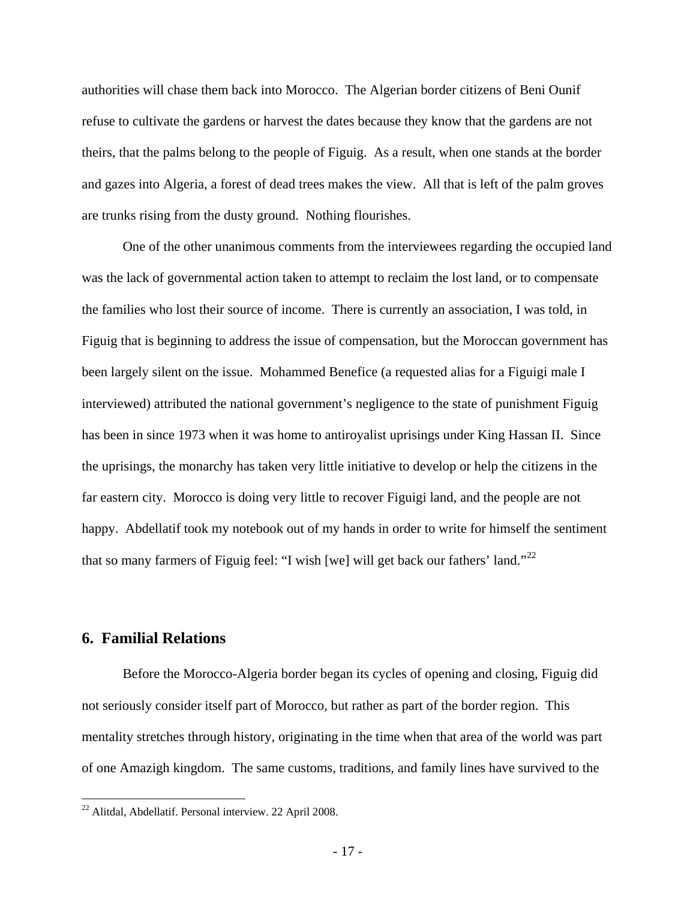authorities will chase them back into Morocco. The Algerian border citizens of Beni Ounif refuse to cultivate the gardens or harvest the dates because they know that the gardens are not theirs, that the palms belong to the people of Figuig. As a result, when one stands at the border and gazes into Algeria, a forest of dead trees makes the view. All that is left of the palm groves are trunks rising from the dusty ground. Nothing flourishes.

One of the other unanimous comments from the interviewees regarding the occupied land was the lack of governmental action taken to attempt to reclaim the lost land, or to compensate the families who lost their source of income. There is currently an association, I was told, in Figuig that is beginning to address the issue of compensation, but the Moroccan government has been largely silent on the issue. Mohammed Benefice (a requested alias for a Figuigi male I interviewed) attributed the national government's negligence to the state of punishment Figuig has been in since 1973 when it was home to antiroyalist uprisings under King Hassan II. Since the uprisings, the monarchy has taken very little initiative to develop or help the citizens in the far eastern city. Morocco is doing very little to recover Figuigi land, and the people are not happy. Abdellatif took my notebook out of my hands in order to write for himself the sentiment that so many farmers of Figuig feel: "I wish [we] will get back our fathers' land."[22]

## 6. Familial Relations

Before the Morocco-Algeria border began its cycles of opening and closing, Figuig did not seriously consider itself part of Morocco, but rather as part of the border region. This mentality stretches through history, originating in the time when that area of the world was part of one Amazigh kingdom. The same customs, traditions, and family lines have survived to the

[22] Alitdal, Abdellatif. Personal interview. 22 April 2008.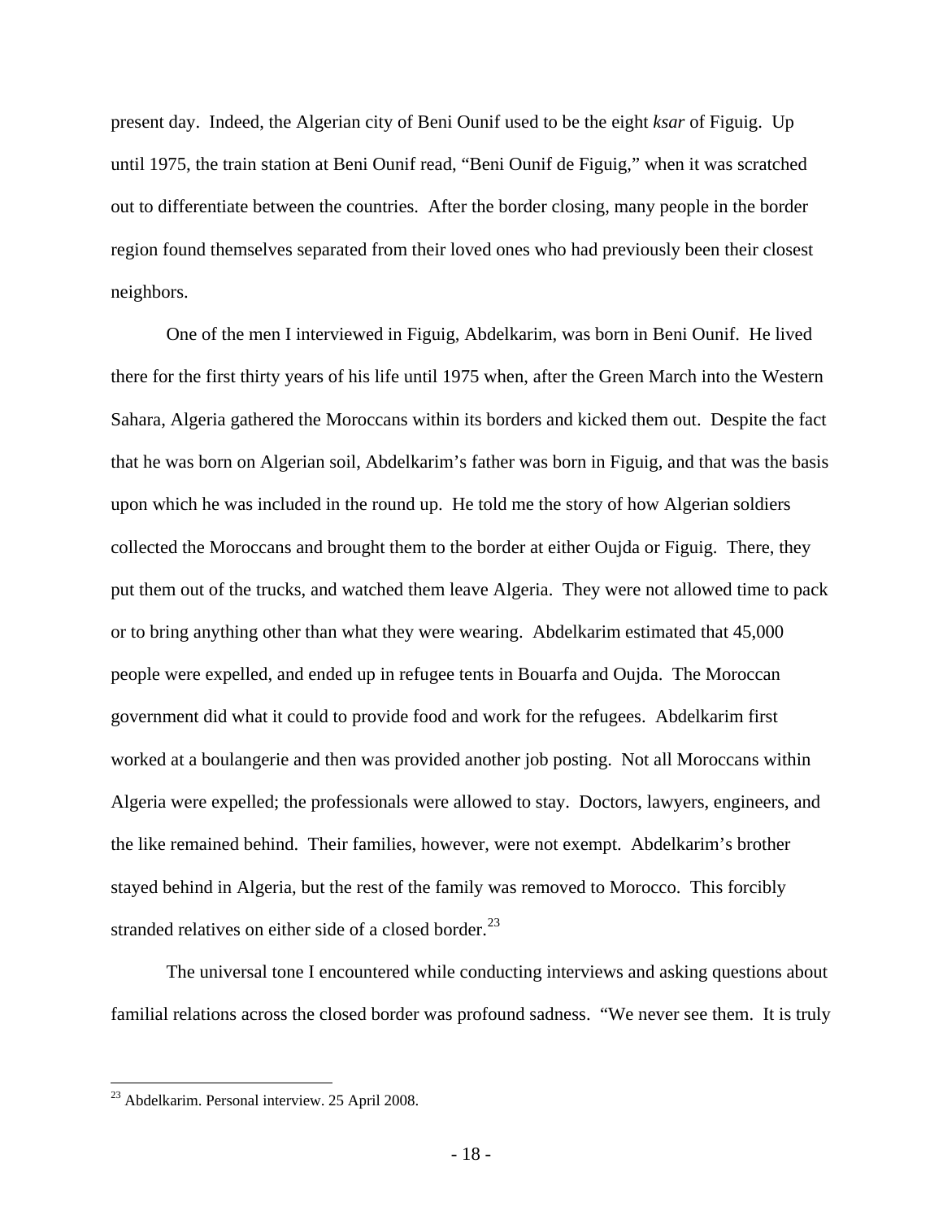present day. Indeed, the Algerian city of Beni Ounif used to be the eight *ksar* of Figuig. Up until 1975, the train station at Beni Ounif read, "Beni Ounif de Figuig," when it was scratched out to differentiate between the countries. After the border closing, many people in the border region found themselves separated from their loved ones who had previously been their closest neighbors.

One of the men I interviewed in Figuig, Abdelkarim, was born in Beni Ounif. He lived there for the first thirty years of his life until 1975 when, after the Green March into the Western Sahara, Algeria gathered the Moroccans within its borders and kicked them out. Despite the fact that he was born on Algerian soil, Abdelkarim's father was born in Figuig, and that was the basis upon which he was included in the round up. He told me the story of how Algerian soldiers collected the Moroccans and brought them to the border at either Oujda or Figuig. There, they put them out of the trucks, and watched them leave Algeria. They were not allowed time to pack or to bring anything other than what they were wearing. Abdelkarim estimated that 45,000 people were expelled, and ended up in refugee tents in Bouarfa and Oujda. The Moroccan government did what it could to provide food and work for the refugees. Abdelkarim first worked at a boulangerie and then was provided another job posting. Not all Moroccans within Algeria were expelled; the professionals were allowed to stay. Doctors, lawyers, engineers, and the like remained behind. Their families, however, were not exempt. Abdelkarim's brother stayed behind in Algeria, but the rest of the family was removed to Morocco. This forcibly stranded relatives on either side of a closed border.[23]

The universal tone I encountered while conducting interviews and asking questions about familial relations across the closed border was profound sadness. "We never see them. It is truly

[23] Abdelkarim. Personal interview. 25 April 2008.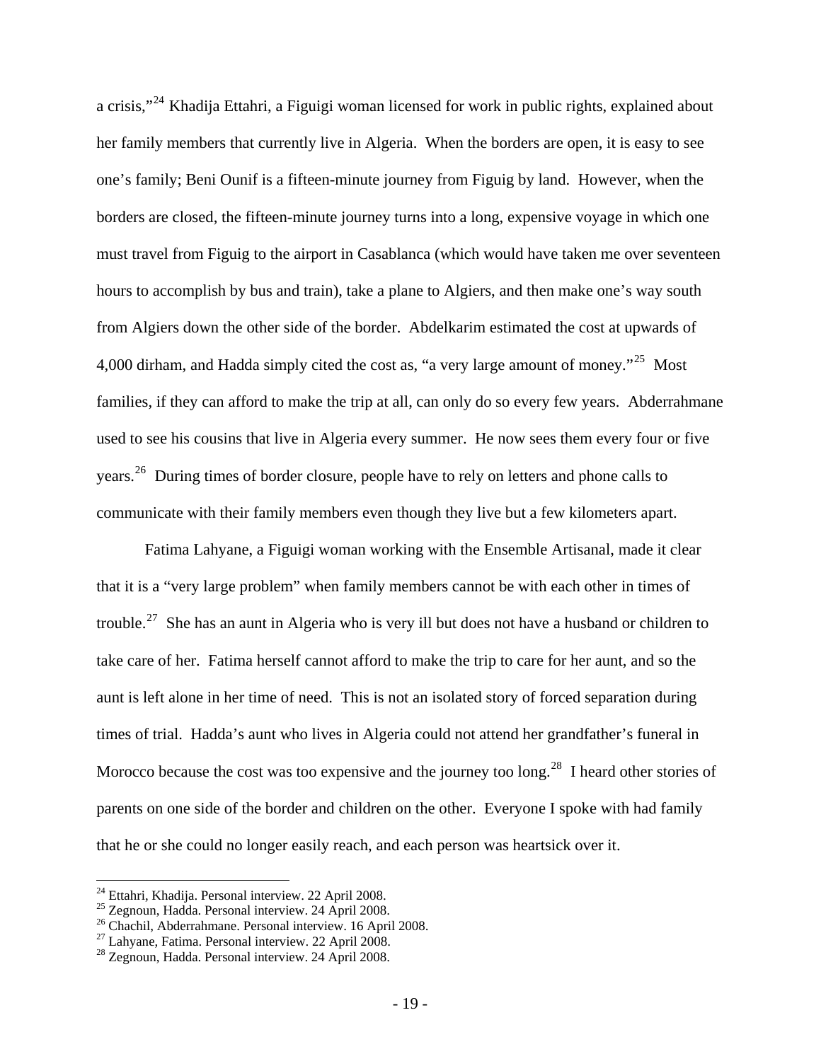a crisis,"[24] Khadija Ettahri, a Figuigi woman licensed for work in public rights, explained about her family members that currently live in Algeria. When the borders are open, it is easy to see one's family; Beni Ounif is a fifteen-minute journey from Figuig by land. However, when the borders are closed, the fifteen-minute journey turns into a long, expensive voyage in which one must travel from Figuig to the airport in Casablanca (which would have taken me over seventeen hours to accomplish by bus and train), take a plane to Algiers, and then make one's way south from Algiers down the other side of the border. Abdelkarim estimated the cost at upwards of 4,000 dirham, and Hadda simply cited the cost as, "a very large amount of money."[25] Most families, if they can afford to make the trip at all, can only do so every few years. Abderrahmane used to see his cousins that live in Algeria every summer. He now sees them every four or five years.[26] During times of border closure, people have to rely on letters and phone calls to communicate with their family members even though they live but a few kilometers apart.

Fatima Lahyane, a Figuigi woman working with the Ensemble Artisanal, made it clear that it is a "very large problem" when family members cannot be with each other in times of trouble.[27] She has an aunt in Algeria who is very ill but does not have a husband or children to take care of her. Fatima herself cannot afford to make the trip to care for her aunt, and so the aunt is left alone in her time of need. This is not an isolated story of forced separation during times of trial. Hadda's aunt who lives in Algeria could not attend her grandfather's funeral in Morocco because the cost was too expensive and the journey too long.[28] I heard other stories of parents on one side of the border and children on the other. Everyone I spoke with had family that he or she could no longer easily reach, and each person was heartsick over it.

---

[24] Ettahri, Khadija. Personal interview. 22 April 2008.

[25] Zegnoun, Hadda. Personal interview. 24 April 2008.

[26] Chachil, Abderrahmane. Personal interview. 16 April 2008.

[27] Lahyane, Fatima. Personal interview. 22 April 2008.

[28] Zegnoun, Hadda. Personal interview. 24 April 2008.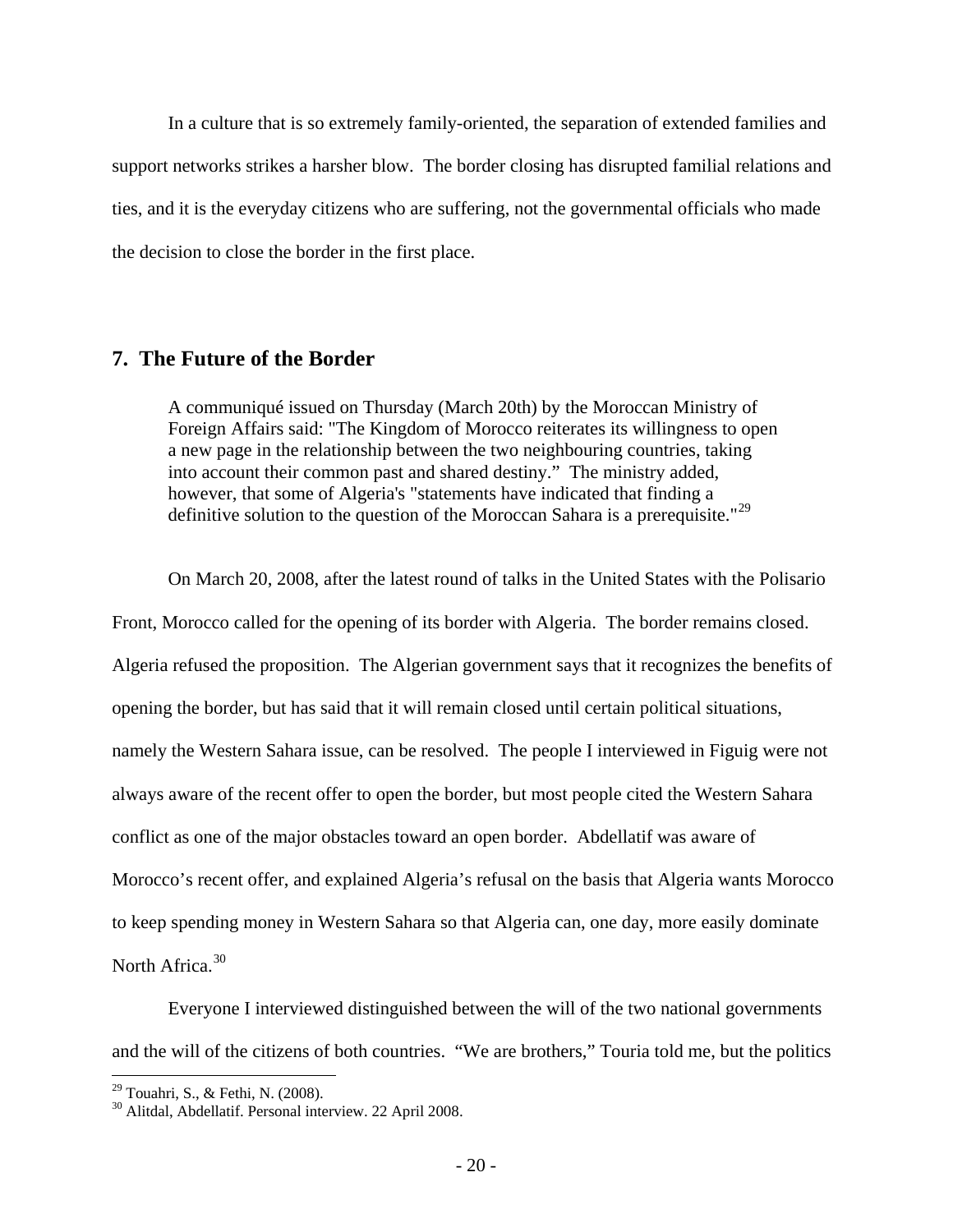In a culture that is so extremely family-oriented, the separation of extended families and support networks strikes a harsher blow. The border closing has disrupted familial relations and ties, and it is the everyday citizens who are suffering, not the governmental officials who made the decision to close the border in the first place.

## 7. The Future of the Border

> A communiqué issued on Thursday (March 20th) by the Moroccan Ministry of Foreign Affairs said: "The Kingdom of Morocco reiterates its willingness to open a new page in the relationship between the two neighbouring countries, taking into account their common past and shared destiny." The ministry added, however, that some of Algeria's "statements have indicated that finding a definitive solution to the question of the Moroccan Sahara is a prerequisite."[29]

On March 20, 2008, after the latest round of talks in the United States with the Polisario Front, Morocco called for the opening of its border with Algeria. The border remains closed. Algeria refused the proposition. The Algerian government says that it recognizes the benefits of opening the border, but has said that it will remain closed until certain political situations, namely the Western Sahara issue, can be resolved. The people I interviewed in Figuig were not always aware of the recent offer to open the border, but most people cited the Western Sahara conflict as one of the major obstacles toward an open border. Abdellatif was aware of Morocco's recent offer, and explained Algeria's refusal on the basis that Algeria wants Morocco to keep spending money in Western Sahara so that Algeria can, one day, more easily dominate North Africa.[30]

Everyone I interviewed distinguished between the will of the two national governments and the will of the citizens of both countries. "We are brothers," Touria told me, but the politics

---

[29] Touahri, S., & Fethi, N. (2008).

[30] Alitdal, Abdellatif. Personal interview. 22 April 2008.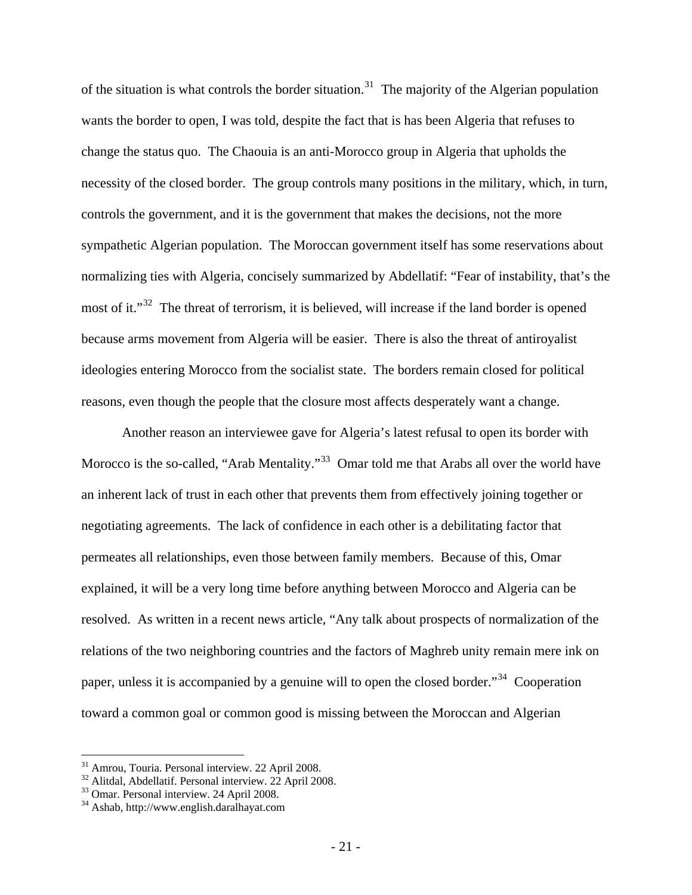of the situation is what controls the border situation.[31] The majority of the Algerian population wants the border to open, I was told, despite the fact that is has been Algeria that refuses to change the status quo. The Chaouia is an anti-Morocco group in Algeria that upholds the necessity of the closed border. The group controls many positions in the military, which, in turn, controls the government, and it is the government that makes the decisions, not the more sympathetic Algerian population. The Moroccan government itself has some reservations about normalizing ties with Algeria, concisely summarized by Abdellatif: "Fear of instability, that's the most of it."[32] The threat of terrorism, it is believed, will increase if the land border is opened because arms movement from Algeria will be easier. There is also the threat of antiroyalist ideologies entering Morocco from the socialist state. The borders remain closed for political reasons, even though the people that the closure most affects desperately want a change.

Another reason an interviewee gave for Algeria's latest refusal to open its border with Morocco is the so-called, "Arab Mentality."[33] Omar told me that Arabs all over the world have an inherent lack of trust in each other that prevents them from effectively joining together or negotiating agreements. The lack of confidence in each other is a debilitating factor that permeates all relationships, even those between family members. Because of this, Omar explained, it will be a very long time before anything between Morocco and Algeria can be resolved. As written in a recent news article, "Any talk about prospects of normalization of the relations of the two neighboring countries and the factors of Maghreb unity remain mere ink on paper, unless it is accompanied by a genuine will to open the closed border."[34] Cooperation toward a common goal or common good is missing between the Moroccan and Algerian

---

[31] Amrou, Touria. Personal interview. 22 April 2008.

[32] Alitdal, Abdellatif. Personal interview. 22 April 2008.

[33] Omar. Personal interview. 24 April 2008.

[34] Ashab, http://www.english.daralhayat.com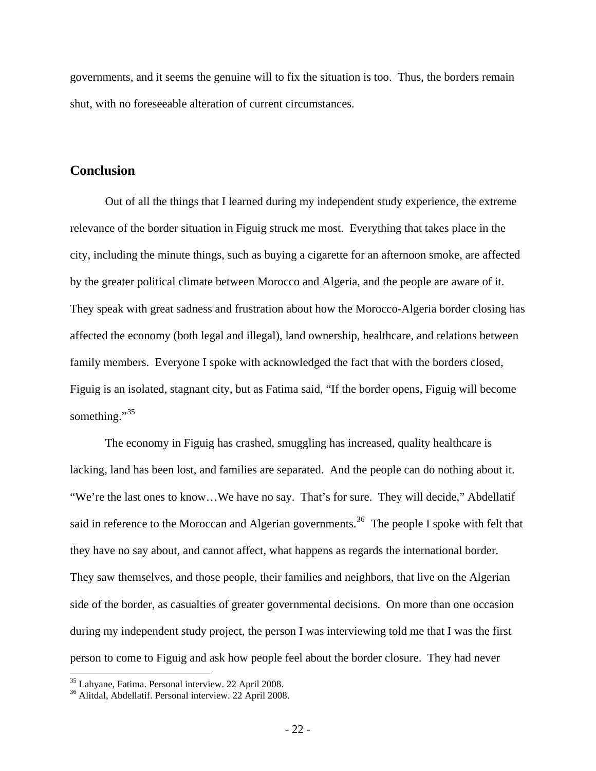governments, and it seems the genuine will to fix the situation is too. Thus, the borders remain shut, with no foreseeable alteration of current circumstances.

## Conclusion

Out of all the things that I learned during my independent study experience, the extreme relevance of the border situation in Figuig struck me most. Everything that takes place in the city, including the minute things, such as buying a cigarette for an afternoon smoke, are affected by the greater political climate between Morocco and Algeria, and the people are aware of it. They speak with great sadness and frustration about how the Morocco-Algeria border closing has affected the economy (both legal and illegal), land ownership, healthcare, and relations between family members. Everyone I spoke with acknowledged the fact that with the borders closed, Figuig is an isolated, stagnant city, but as Fatima said, "If the border opens, Figuig will become something."[35]

The economy in Figuig has crashed, smuggling has increased, quality healthcare is lacking, land has been lost, and families are separated. And the people can do nothing about it. "We're the last ones to know…We have no say. That's for sure. They will decide," Abdellatif said in reference to the Moroccan and Algerian governments.[36] The people I spoke with felt that they have no say about, and cannot affect, what happens as regards the international border. They saw themselves, and those people, their families and neighbors, that live on the Algerian side of the border, as casualties of greater governmental decisions. On more than one occasion during my independent study project, the person I was interviewing told me that I was the first person to come to Figuig and ask how people feel about the border closure. They had never

---

[35] Lahyane, Fatima. Personal interview. 22 April 2008.
[36] Alitdal, Abdellatif. Personal interview. 22 April 2008.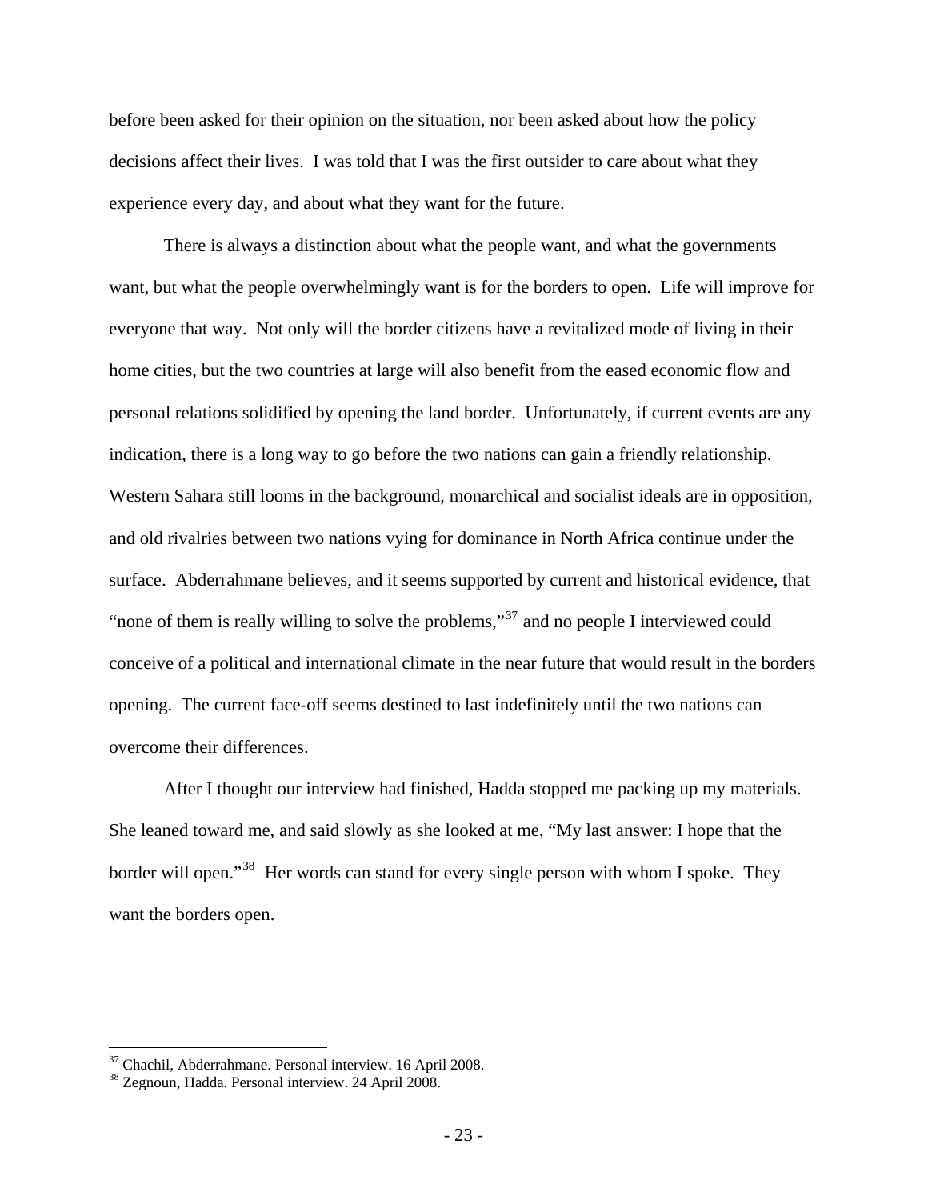before been asked for their opinion on the situation, nor been asked about how the policy decisions affect their lives. I was told that I was the first outsider to care about what they experience every day, and about what they want for the future.

There is always a distinction about what the people want, and what the governments want, but what the people overwhelmingly want is for the borders to open. Life will improve for everyone that way. Not only will the border citizens have a revitalized mode of living in their home cities, but the two countries at large will also benefit from the eased economic flow and personal relations solidified by opening the land border. Unfortunately, if current events are any indication, there is a long way to go before the two nations can gain a friendly relationship. Western Sahara still looms in the background, monarchical and socialist ideals are in opposition, and old rivalries between two nations vying for dominance in North Africa continue under the surface. Abderrahmane believes, and it seems supported by current and historical evidence, that "none of them is really willing to solve the problems,"[37] and no people I interviewed could conceive of a political and international climate in the near future that would result in the borders opening. The current face-off seems destined to last indefinitely until the two nations can overcome their differences.

After I thought our interview had finished, Hadda stopped me packing up my materials. She leaned toward me, and said slowly as she looked at me, "My last answer: I hope that the border will open."[38] Her words can stand for every single person with whom I spoke. They want the borders open.

---

[37] Chachil, Abderrahmane. Personal interview. 16 April 2008.

[38] Zegnoun, Hadda. Personal interview. 24 April 2008.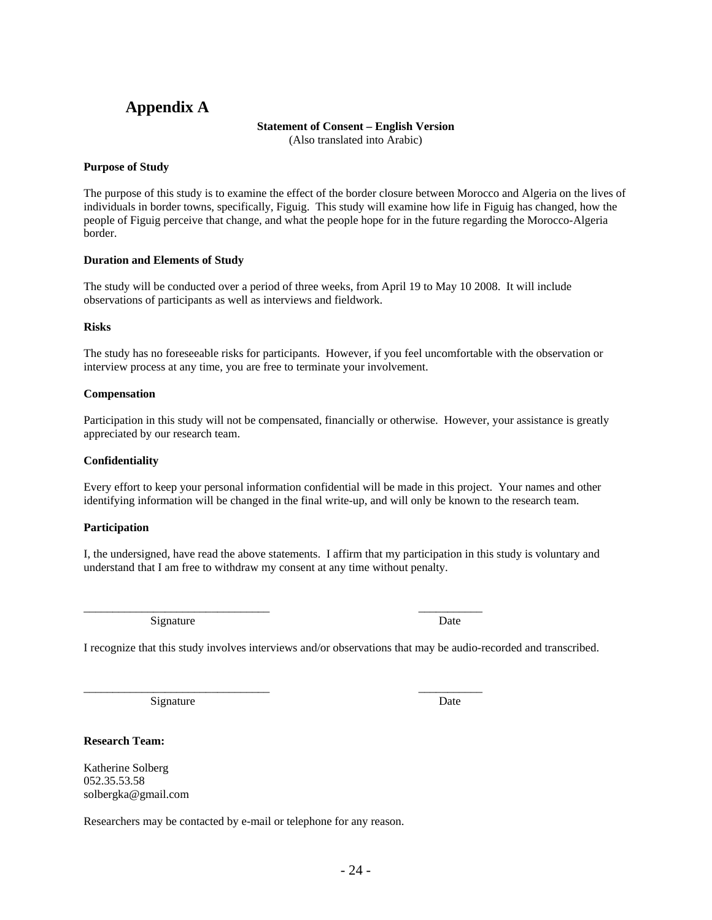# Appendix A

**Statement of Consent – English Version**
(Also translated into Arabic)

**Purpose of Study**

The purpose of this study is to examine the effect of the border closure between Morocco and Algeria on the lives of individuals in border towns, specifically, Figuig. This study will examine how life in Figuig has changed, how the people of Figuig perceive that change, and what the people hope for in the future regarding the Morocco-Algeria border.

**Duration and Elements of Study**

The study will be conducted over a period of three weeks, from April 19 to May 10 2008. It will include observations of participants as well as interviews and fieldwork.

**Risks**

The study has no foreseeable risks for participants. However, if you feel uncomfortable with the observation or interview process at any time, you are free to terminate your involvement.

**Compensation**

Participation in this study will not be compensated, financially or otherwise. However, your assistance is greatly appreciated by our research team.

**Confidentiality**

Every effort to keep your personal information confidential will be made in this project. Your names and other identifying information will be changed in the final write-up, and will only be known to the research team.

**Participation**

I, the undersigned, have read the above statements. I affirm that my participation in this study is voluntary and understand that I am free to withdraw my consent at any time without penalty.

_______________________________ ___________
Signature Date

I recognize that this study involves interviews and/or observations that may be audio-recorded and transcribed.

_______________________________ ___________
Signature Date

**Research Team:**

Katherine Solberg
052.35.53.58
solbergka@gmail.com

Researchers may be contacted by e-mail or telephone for any reason.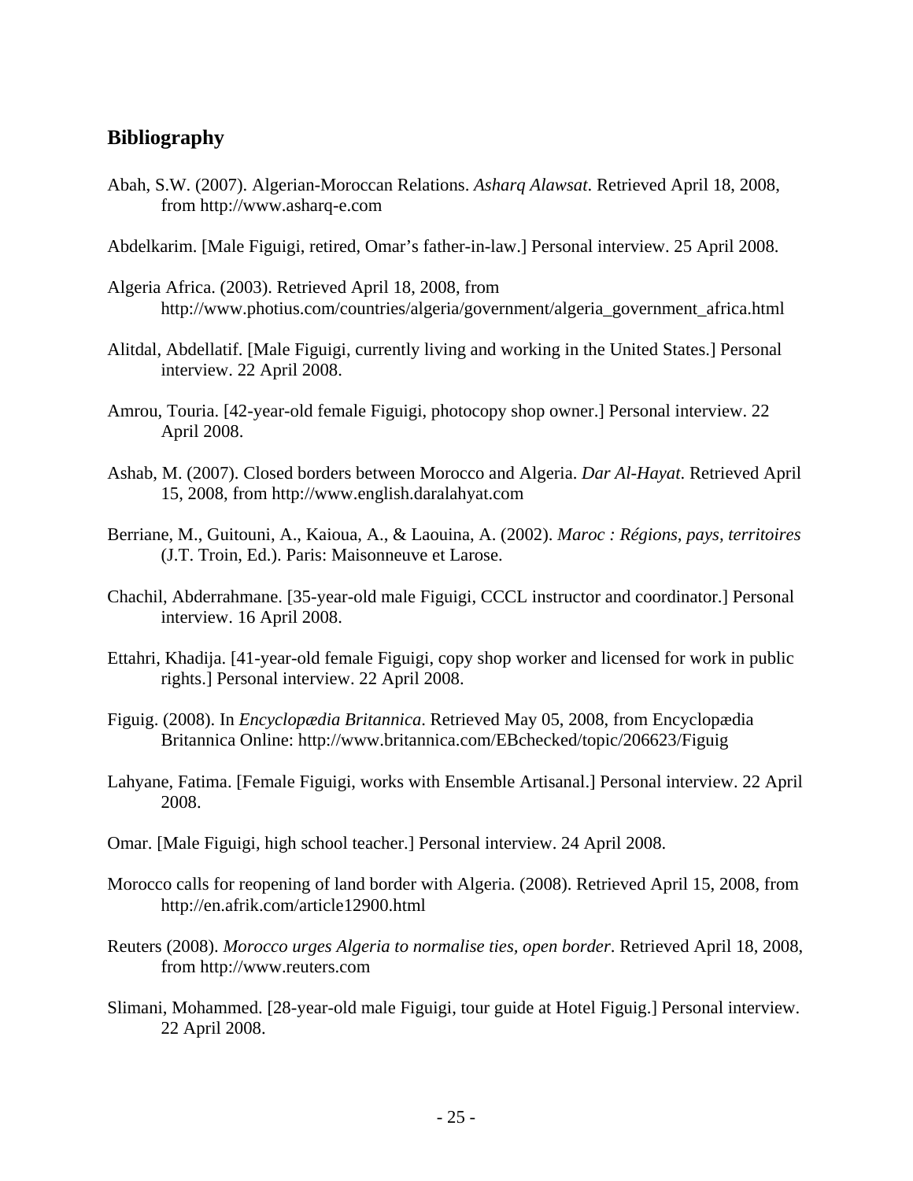## Bibliography

Abah, S.W. (2007). Algerian-Moroccan Relations. *Asharq Alawsat*. Retrieved April 18, 2008, from http://www.asharq-e.com

Abdelkarim. [Male Figuigi, retired, Omar's father-in-law.] Personal interview. 25 April 2008.

Algeria Africa. (2003). Retrieved April 18, 2008, from http://www.photius.com/countries/algeria/government/algeria_government_africa.html

Alitdal, Abdellatif. [Male Figuigi, currently living and working in the United States.] Personal interview. 22 April 2008.

Amrou, Touria. [42-year-old female Figuigi, photocopy shop owner.] Personal interview. 22 April 2008.

Ashab, M. (2007). Closed borders between Morocco and Algeria. *Dar Al-Hayat*. Retrieved April 15, 2008, from http://www.english.daralahyat.com

Berriane, M., Guitouni, A., Kaioua, A., & Laouina, A. (2002). *Maroc : Régions, pays, territoires* (J.T. Troin, Ed.). Paris: Maisonneuve et Larose.

Chachil, Abderrahmane. [35-year-old male Figuigi, CCCL instructor and coordinator.] Personal interview. 16 April 2008.

Ettahri, Khadija. [41-year-old female Figuigi, copy shop worker and licensed for work in public rights.] Personal interview. 22 April 2008.

Figuig. (2008). In *Encyclopædia Britannica*. Retrieved May 05, 2008, from Encyclopædia Britannica Online: http://www.britannica.com/EBchecked/topic/206623/Figuig

Lahyane, Fatima. [Female Figuigi, works with Ensemble Artisanal.] Personal interview. 22 April 2008.

Omar. [Male Figuigi, high school teacher.] Personal interview. 24 April 2008.

Morocco calls for reopening of land border with Algeria. (2008). Retrieved April 15, 2008, from http://en.afrik.com/article12900.html

Reuters (2008). *Morocco urges Algeria to normalise ties, open border*. Retrieved April 18, 2008, from http://www.reuters.com

Slimani, Mohammed. [28-year-old male Figuigi, tour guide at Hotel Figuig.] Personal interview. 22 April 2008.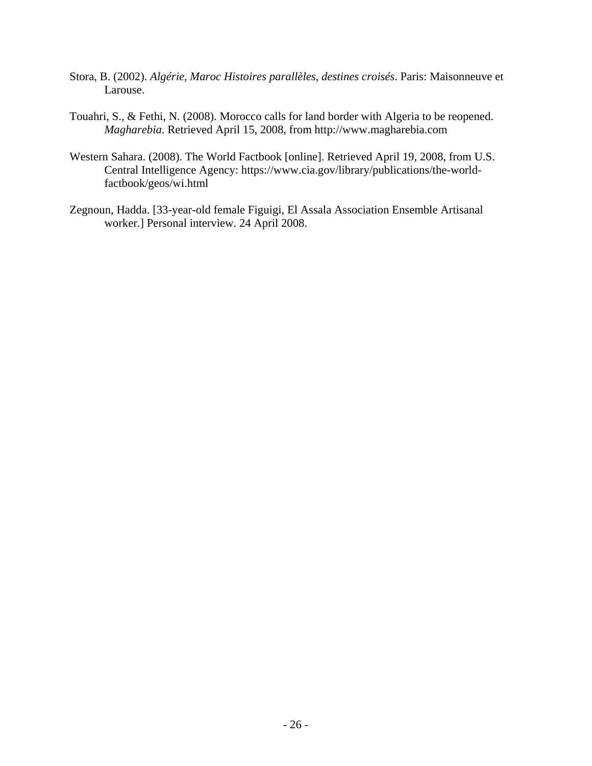Stora, B. (2002). *Algérie, Maroc Histoires parallèles, destines croisés*. Paris: Maisonneuve et Larouse.

Touahri, S., & Fethi, N. (2008). Morocco calls for land border with Algeria to be reopened. *Magharebia*. Retrieved April 15, 2008, from http://www.magharebia.com

Western Sahara. (2008). The World Factbook [online]. Retrieved April 19, 2008, from U.S. Central Intelligence Agency: https://www.cia.gov/library/publications/the-world-factbook/geos/wi.html

Zegnoun, Hadda. [33-year-old female Figuigi, El Assala Association Ensemble Artisanal worker.] Personal interview. 24 April 2008.